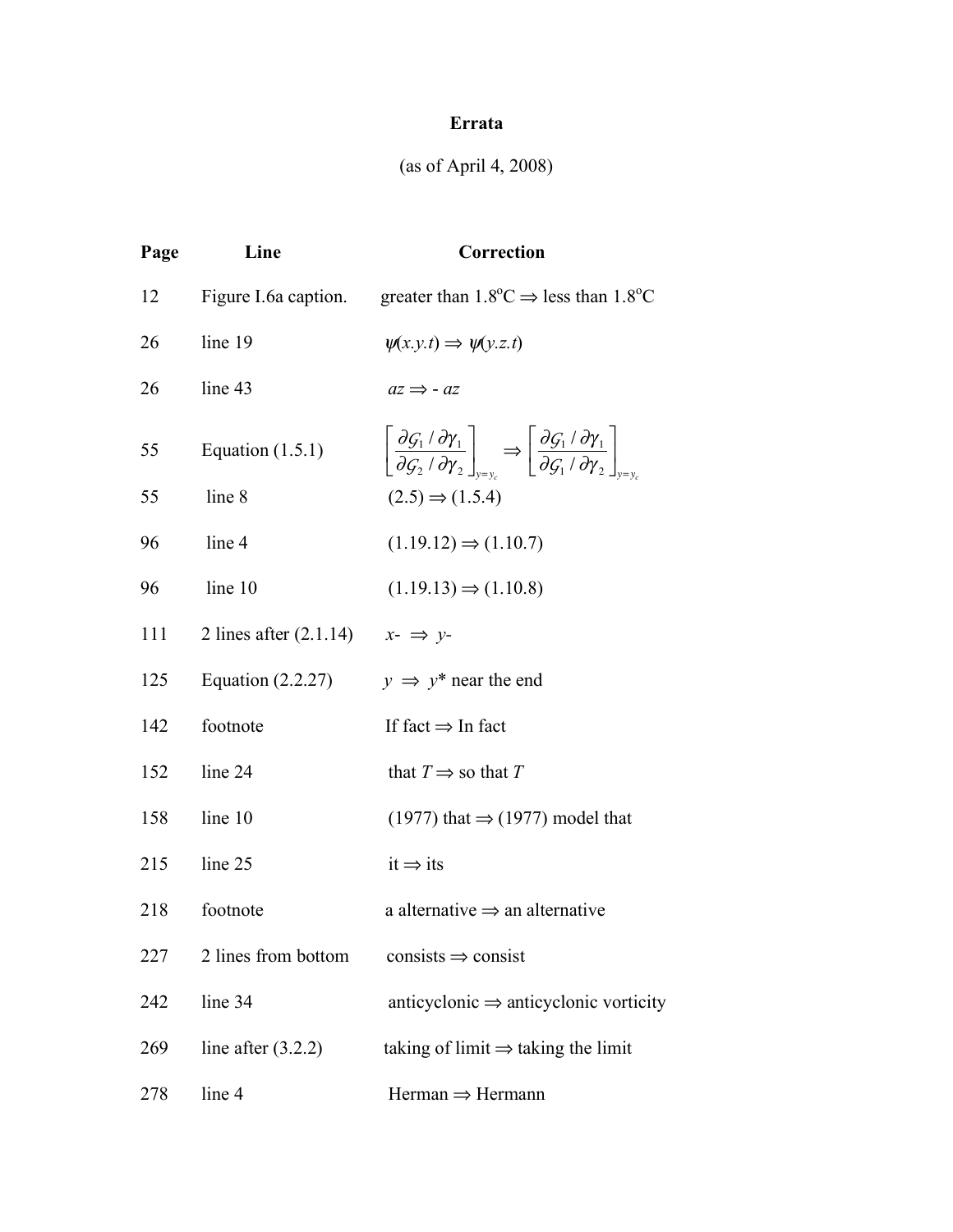**Errata**

(as of April 4, 2008)

| Page | Line | Correction |
|---|---|---|
| 12 | Figure I.6a caption. | greater than 1.8°C ⇒ less than 1.8°C |
| 26 | line 19 | $\psi(x.y.t) \Rightarrow \psi(y.z.t)$ |
| 26 | line 43 | $az \Rightarrow - az$ |
| 55 | Equation (1.5.1) | $\left[\dfrac{\partial \mathcal{G}_1 / \partial \gamma_1}{\partial \mathcal{G}_2 / \partial \gamma_2}\right]_{y=y_c} \Rightarrow \left[\dfrac{\partial \mathcal{G}_1 / \partial \gamma_1}{\partial \mathcal{G}_1 / \partial \gamma_2}\right]_{y=y_c}$ |
| 55 | line 8 | (2.5) ⇒ (1.5.4) |
| 96 | line 4 | (1.19.12) ⇒ (1.10.7) |
| 96 | line 10 | (1.19.13) ⇒ (1.10.8) |
| 111 | 2 lines after (2.1.14) | $x$- ⇒ $y$- |
| 125 | Equation (2.2.27) | $y \Rightarrow y^*$ near the end |
| 142 | footnote | If fact ⇒ In fact |
| 152 | line 24 | that $T$ ⇒ so that $T$ |
| 158 | line 10 | (1977) that ⇒ (1977) model that |
| 215 | line 25 | it ⇒ its |
| 218 | footnote | a alternative ⇒ an alternative |
| 227 | 2 lines from bottom | consists ⇒ consist |
| 242 | line 34 | anticyclonic ⇒ anticyclonic vorticity |
| 269 | line after (3.2.2) | taking of limit ⇒ taking the limit |
| 278 | line 4 | Herman ⇒ Hermann |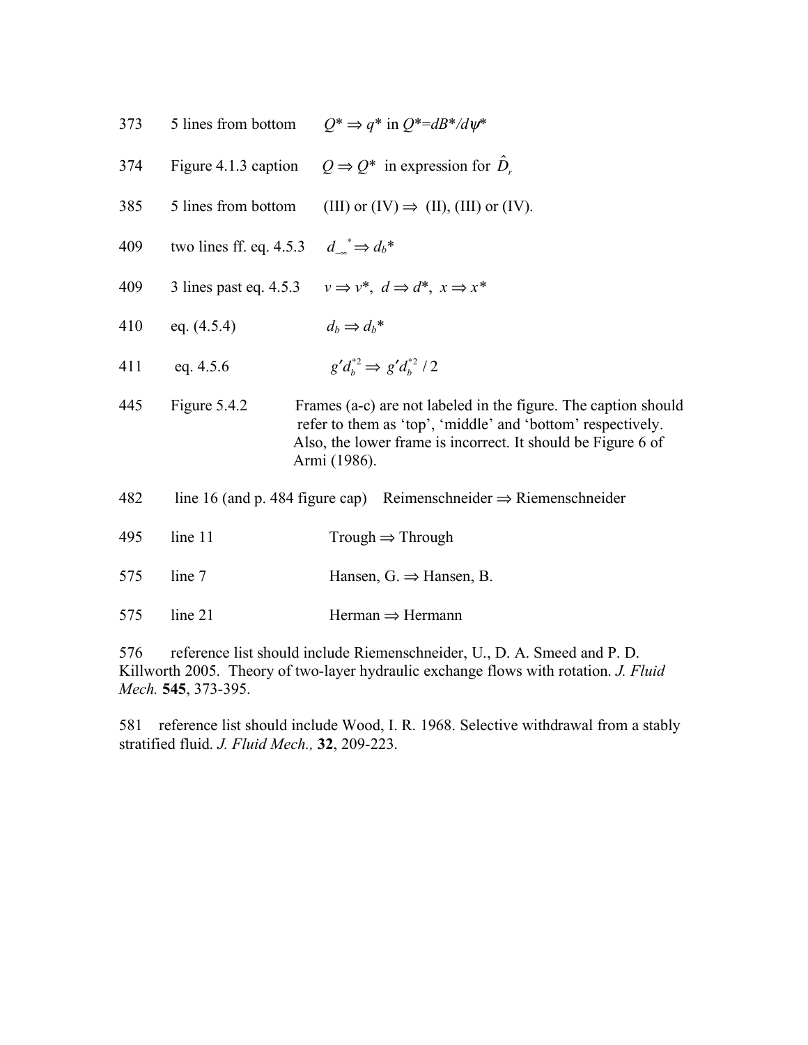| | | |
|---|---|---|
| 373 | 5 lines from bottom | $Q^* \Rightarrow q^*$ in $Q^*=dB^*/d\psi^*$ |
| 374 | Figure 4.1.3 caption | $Q \Rightarrow Q^*$ in expression for $\hat{D}_r$ |
| 385 | 5 lines from bottom | (III) or (IV) $\Rightarrow$ (II), (III) or (IV). |
| 409 | two lines ff. eq. 4.5.3 | $d_{-\infty}{}^* \Rightarrow d_b{}^*$ |
| 409 | 3 lines past eq. 4.5.3 | $v \Rightarrow v^*$, $d \Rightarrow d^*$, $x \Rightarrow x^*$ |
| 410 | eq. (4.5.4) | $d_b \Rightarrow d_b{}^*$ |
| 411 | eq. 4.5.6 | $g' d_b^{*2} \Rightarrow g' d_b^{*2}/2$ |
| 445 | Figure 5.4.2 | Frames (a-c) are not labeled in the figure. The caption should refer to them as 'top', 'middle' and 'bottom' respectively. Also, the lower frame is incorrect. It should be Figure 6 of Armi (1986). |
| 482 | line 16 (and p. 484 figure cap) | Reimenschneider $\Rightarrow$ Riemenschneider |
| 495 | line 11 | Trough $\Rightarrow$ Through |
| 575 | line 7 | Hansen, G. $\Rightarrow$ Hansen, B. |
| 575 | line 21 | Herman $\Rightarrow$ Hermann |

576 reference list should include Riemenschneider, U., D. A. Smeed and P. D. Killworth 2005. Theory of two-layer hydraulic exchange flows with rotation. *J. Fluid Mech.* **545**, 373-395.

581 reference list should include Wood, I. R. 1968. Selective withdrawal from a stably stratified fluid. *J. Fluid Mech.,* **32**, 209-223.